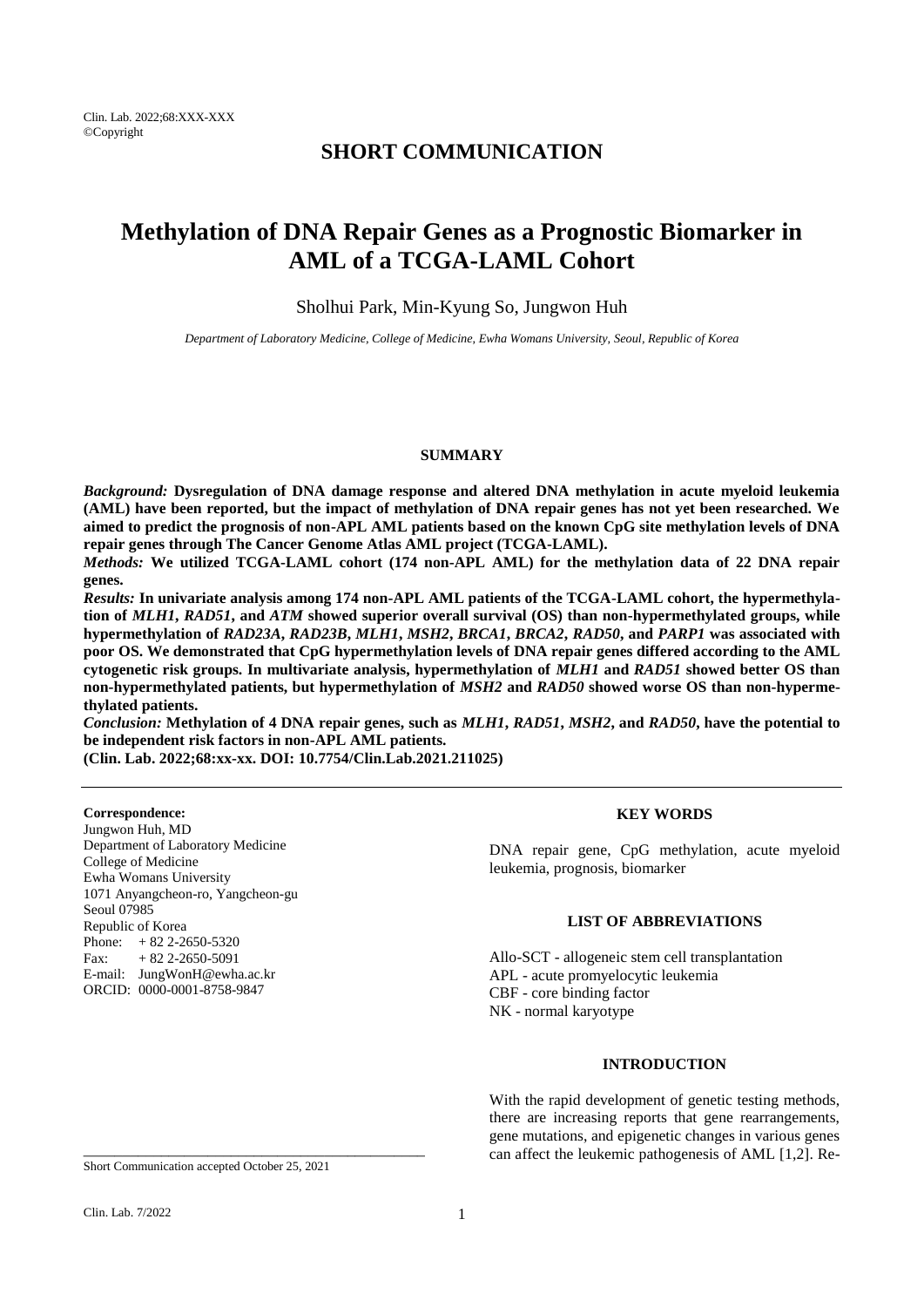**SHORT COMMUNICATION**

# Methylation of DNA Repair Genes as a Prognostic Biomarker in AML of a TCGA-LAML Cohort

Sholhui Park, Min-Kyung So, Jungwon Huh

*Department of Laboratory Medicine, College of Medicine, Ewha Womans University, Seoul, Republic of Korea*

## SUMMARY

***Background:*** **Dysregulation of DNA damage response and altered DNA methylation in acute myeloid leukemia (AML) have been reported, but the impact of methylation of DNA repair genes has not yet been researched. We aimed to predict the prognosis of non-APL AML patients based on the known CpG site methylation levels of DNA repair genes through The Cancer Genome Atlas AML project (TCGA-LAML).**

***Methods:*** **We utilized TCGA-LAML cohort (174 non-APL AML) for the methylation data of 22 DNA repair genes.**

***Results:*** **In univariate analysis among 174 non-APL AML patients of the TCGA-LAML cohort, the hypermethylation of *MLH1*, *RAD51*, and *ATM* showed superior overall survival (OS) than non-hypermethylated groups, while hypermethylation of *RAD23A*, *RAD23B*, *MLH1*, *MSH2*, *BRCA1*, *BRCA2*, *RAD50*, and *PARP1* was associated with poor OS. We demonstrated that CpG hypermethylation levels of DNA repair genes differed according to the AML cytogenetic risk groups. In multivariate analysis, hypermethylation of *MLH1* and *RAD51* showed better OS than non-hypermethylated patients, but hypermethylation of *MSH2* and *RAD50* showed worse OS than non-hypermethylated patients.**

***Conclusion:*** **Methylation of 4 DNA repair genes, such as *MLH1*, *RAD51*, *MSH2*, and *RAD50*, have the potential to be independent risk factors in non-APL AML patients.**

**(Clin. Lab. 2022;68:xx-xx. DOI: 10.7754/Clin.Lab.2021.211025)**

---

**Correspondence:**
Jungwon Huh, MD
Department of Laboratory Medicine
College of Medicine
Ewha Womans University
1071 Anyangcheon-ro, Yangcheon-gu
Seoul 07985
Republic of Korea
Phone: + 82 2-2650-5320
Fax: + 82 2-2650-5091
E-mail: JungWonH@ewha.ac.kr
ORCID: 0000-0001-8758-9847

Short Communication accepted October 25, 2021

## KEY WORDS

DNA repair gene, CpG methylation, acute myeloid leukemia, prognosis, biomarker

## LIST OF ABBREVIATIONS

Allo-SCT - allogeneic stem cell transplantation
APL - acute promyelocytic leukemia
CBF - core binding factor
NK - normal karyotype

## INTRODUCTION

With the rapid development of genetic testing methods, there are increasing reports that gene rearrangements, gene mutations, and epigenetic changes in various genes can affect the leukemic pathogenesis of AML [1,2]. Re-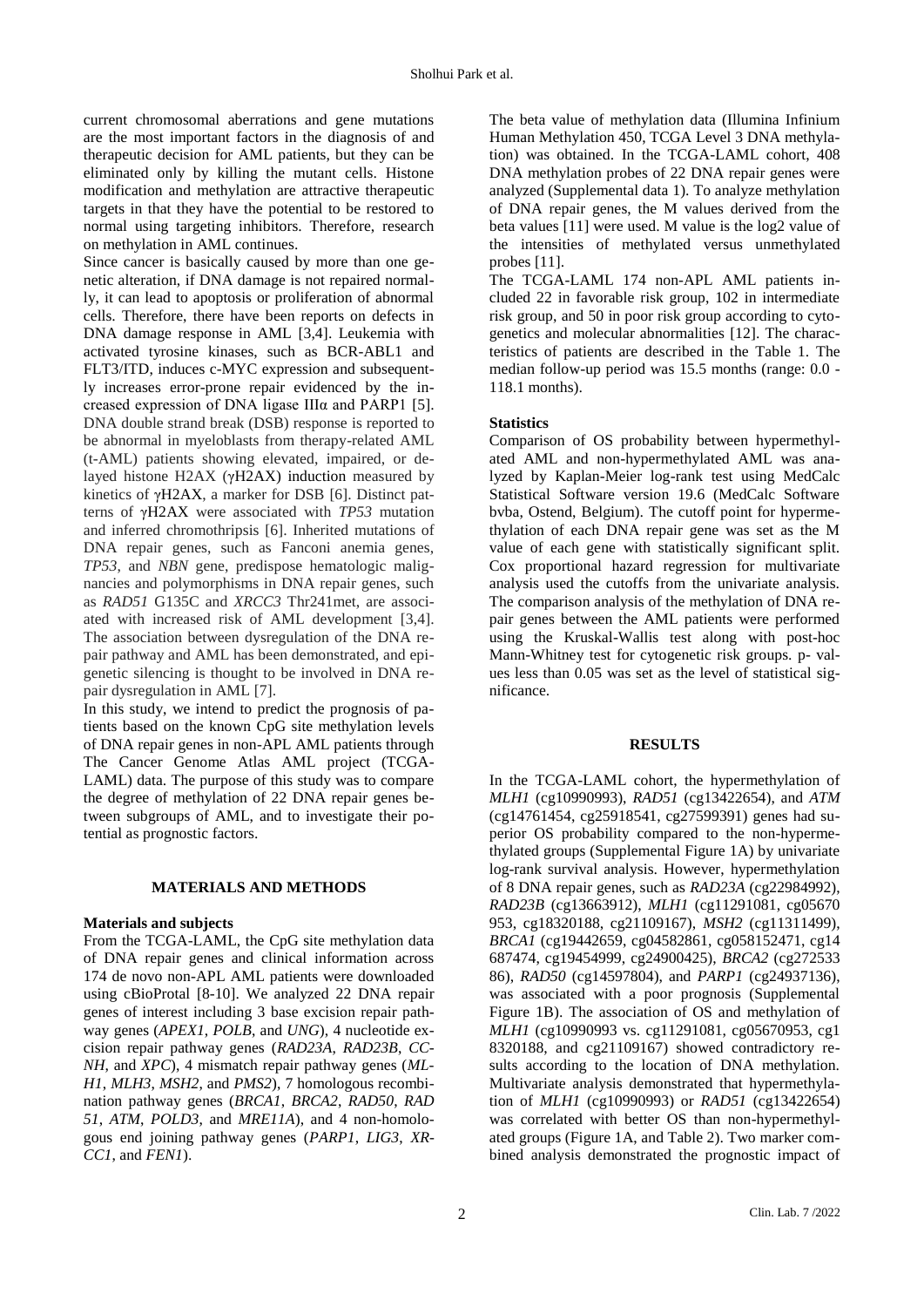current chromosomal aberrations and gene mutations are the most important factors in the diagnosis of and therapeutic decision for AML patients, but they can be eliminated only by killing the mutant cells. Histone modification and methylation are attractive therapeutic targets in that they have the potential to be restored to normal using targeting inhibitors. Therefore, research on methylation in AML continues.

Since cancer is basically caused by more than one genetic alteration, if DNA damage is not repaired normally, it can lead to apoptosis or proliferation of abnormal cells. Therefore, there have been reports on defects in DNA damage response in AML [3,4]. Leukemia with activated tyrosine kinases, such as BCR-ABL1 and FLT3/ITD, induces c-MYC expression and subsequently increases error-prone repair evidenced by the increased expression of DNA ligase IIIα and PARP1 [5]. DNA double strand break (DSB) response is reported to be abnormal in myeloblasts from therapy-related AML (t-AML) patients showing elevated, impaired, or delayed histone H2AX (γH2AX) induction measured by kinetics of γH2AX, a marker for DSB [6]. Distinct patterns of γH2AX were associated with *TP53* mutation and inferred chromothripsis [6]. Inherited mutations of DNA repair genes, such as Fanconi anemia genes, *TP53*, and *NBN* gene, predispose hematologic malignancies and polymorphisms in DNA repair genes, such as *RAD51* G135C and *XRCC3* Thr241met, are associated with increased risk of AML development [3,4]. The association between dysregulation of the DNA repair pathway and AML has been demonstrated, and epigenetic silencing is thought to be involved in DNA repair dysregulation in AML [7].

In this study, we intend to predict the prognosis of patients based on the known CpG site methylation levels of DNA repair genes in non-APL AML patients through The Cancer Genome Atlas AML project (TCGA-LAML) data. The purpose of this study was to compare the degree of methylation of 22 DNA repair genes between subgroups of AML, and to investigate their potential as prognostic factors.

## MATERIALS AND METHODS

### Materials and subjects

From the TCGA-LAML, the CpG site methylation data of DNA repair genes and clinical information across 174 de novo non-APL AML patients were downloaded using cBioProtal [8-10]. We analyzed 22 DNA repair genes of interest including 3 base excision repair pathway genes (*APEX1*, *POLB*, and *UNG*), 4 nucleotide excision repair pathway genes (*RAD23A*, *RAD23B*, *CCNH*, and *XPC*), 4 mismatch repair pathway genes (*MLH1*, *MLH3*, *MSH2*, and *PMS2*), 7 homologous recombination pathway genes (*BRCA1*, *BRCA2*, *RAD50*, *RAD51*, *ATM*, *POLD3*, and *MRE11A*), and 4 non-homologous end joining pathway genes (*PARP1*, *LIG3*, *XRCC1*, and *FEN1*).

The beta value of methylation data (Illumina Infinium Human Methylation 450, TCGA Level 3 DNA methylation) was obtained. In the TCGA-LAML cohort, 408 DNA methylation probes of 22 DNA repair genes were analyzed (Supplemental data 1). To analyze methylation of DNA repair genes, the M values derived from the beta values [11] were used. M value is the log2 value of the intensities of methylated versus unmethylated probes [11].

The TCGA-LAML 174 non-APL AML patients included 22 in favorable risk group, 102 in intermediate risk group, and 50 in poor risk group according to cytogenetics and molecular abnormalities [12]. The characteristics of patients are described in the Table 1. The median follow-up period was 15.5 months (range: 0.0 - 118.1 months).

### Statistics

Comparison of OS probability between hypermethylated AML and non-hypermethylated AML was analyzed by Kaplan-Meier log-rank test using MedCalc Statistical Software version 19.6 (MedCalc Software bvba, Ostend, Belgium). The cutoff point for hypermethylation of each DNA repair gene was set as the M value of each gene with statistically significant split. Cox proportional hazard regression for multivariate analysis used the cutoffs from the univariate analysis. The comparison analysis of the methylation of DNA repair genes between the AML patients were performed using the Kruskal-Wallis test along with post-hoc Mann-Whitney test for cytogenetic risk groups. p- values less than 0.05 was set as the level of statistical significance.

## RESULTS

In the TCGA-LAML cohort, the hypermethylation of *MLH1* (cg10990993), *RAD51* (cg13422654), and *ATM* (cg14761454, cg25918541, cg27599391) genes had superior OS probability compared to the non-hypermethylated groups (Supplemental Figure 1A) by univariate log-rank survival analysis. However, hypermethylation of 8 DNA repair genes, such as *RAD23A* (cg22984992), *RAD23B* (cg13663912), *MLH1* (cg11291081, cg05670953, cg18320188, cg21109167), *MSH2* (cg11311499), *BRCA1* (cg19442659, cg04582861, cg058152471, cg14687474, cg19454999, cg24900425), *BRCA2* (cg27253386), *RAD50* (cg14597804), and *PARP1* (cg24937136), was associated with a poor prognosis (Supplemental Figure 1B). The association of OS and methylation of *MLH1* (cg10990993 vs. cg11291081, cg05670953, cg18320188, and cg21109167) showed contradictory results according to the location of DNA methylation. Multivariate analysis demonstrated that hypermethylation of *MLH1* (cg10990993) or *RAD51* (cg13422654) was correlated with better OS than non-hypermethylated groups (Figure 1A, and Table 2). Two marker combined analysis demonstrated the prognostic impact of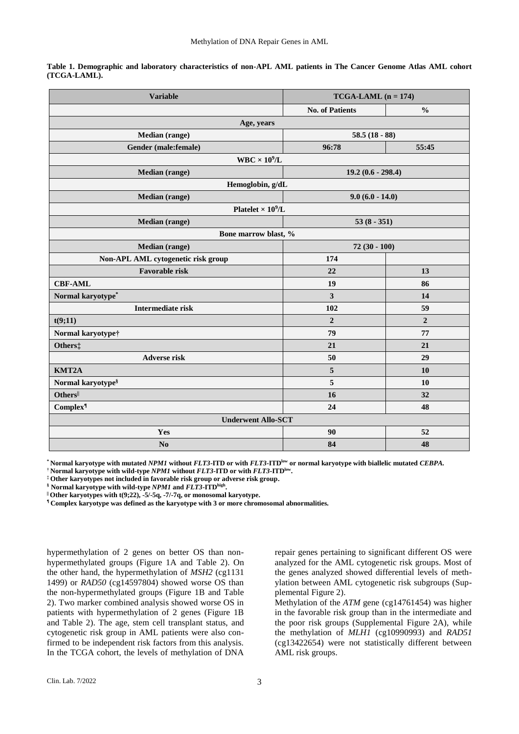**Table 1. Demographic and laboratory characteristics of non-APL AML patients in The Cancer Genome Atlas AML cohort (TCGA-LAML).**

| Variable | TCGA-LAML (n = 174) | |
|---|---|---|
| | No. of Patients | % |
| Age, years | | |
| Median (range) | 58.5 (18 - 88) | |
| Gender (male:female) | 96:78 | 55:45 |
| WBC × $10^9$/L | | |
| Median (range) | 19.2 (0.6 - 298.4) | |
| Hemoglobin, g/dL | | |
| Median (range) | 9.0 (6.0 - 14.0) | |
| Platelet × $10^9$/L | | |
| Median (range) | 53 (8 - 351) | |
| Bone marrow blast, % | | |
| Median (range) | 72 (30 - 100) | |
| Non-APL AML cytogenetic risk group | 174 | |
| Favorable risk | 22 | 13 |
| CBF-AML | 19 | 86 |
| Normal karyotype* | 3 | 14 |
| Intermediate risk | 102 | 59 |
| t(9;11) | 2 | 2 |
| Normal karyotype† | 79 | 77 |
| Others‡ | 21 | 21 |
| Adverse risk | 50 | 29 |
| KMT2A | 5 | 10 |
| Normal karyotype§ | 5 | 10 |
| Others‖ | 16 | 32 |
| Complex¶ | 24 | 48 |
| Underwent Allo-SCT | | |
| Yes | 90 | 52 |
| No | 84 | 48 |

* Normal karyotype with mutated *NPM1* without *FLT3*-ITD or with *FLT3*-ITD$^{low}$ or normal karyotype with biallelic mutated *CEBPA*.
† Normal karyotype with wild-type *NPM1* without *FLT3*-ITD or with *FLT3*-ITD$^{low}$.
‡ Other karyotypes not included in favorable risk group or adverse risk group.
§ Normal karyotype with wild-type *NPM1* and *FLT3*-ITD$^{high}$.
‖ Other karyotypes with t(9;22), -5/-5q, -7/-7q, or monosomal karyotype.
¶ Complex karyotype was defined as the karyotype with 3 or more chromosomal abnormalities.

hypermethylation of 2 genes on better OS than non-hypermethylated groups (Figure 1A and Table 2). On the other hand, the hypermethylation of *MSH2* (cg11311499) or *RAD50* (cg14597804) showed worse OS than the non-hypermethylated groups (Figure 1B and Table 2). Two marker combined analysis showed worse OS in patients with hypermethylation of 2 genes (Figure 1B and Table 2). The age, stem cell transplant status, and cytogenetic risk group in AML patients were also confirmed to be independent risk factors from this analysis. In the TCGA cohort, the levels of methylation of DNA repair genes pertaining to significant different OS were analyzed for the AML cytogenetic risk groups. Most of the genes analyzed showed differential levels of methylation between AML cytogenetic risk subgroups (Supplemental Figure 2).

Methylation of the *ATM* gene (cg14761454) was higher in the favorable risk group than in the intermediate and the poor risk groups (Supplemental Figure 2A), while the methylation of *MLH1* (cg10990993) and *RAD51* (cg13422654) were not statistically different between AML risk groups.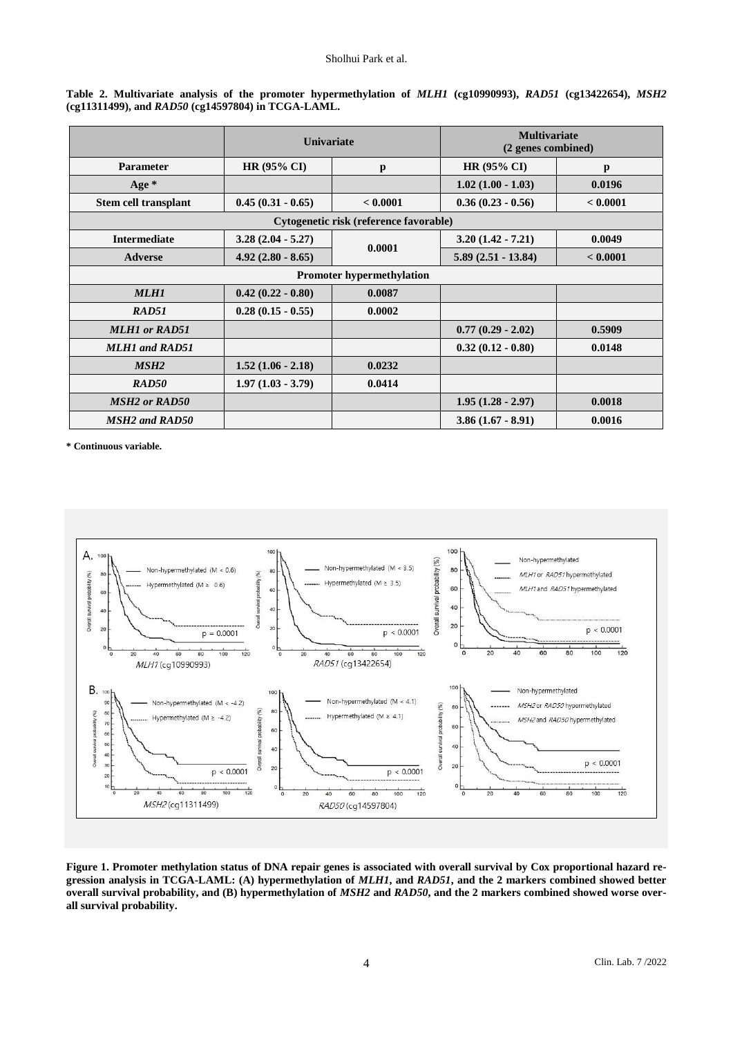**Table 2. Multivariate analysis of the promoter hypermethylation of *MLH1* (cg10990993), *RAD51* (cg13422654), *MSH2* (cg11311499), and *RAD50* (cg14597804) in TCGA-LAML.**

| | Univariate | | Multivariate (2 genes combined) | |
|---|---|---|---|---|
| **Parameter** | **HR (95% CI)** | **p** | **HR (95% CI)** | **p** |
| **Age *** | | | **1.02 (1.00 - 1.03)** | **0.0196** |
| **Stem cell transplant** | **0.45 (0.31 - 0.65)** | **< 0.0001** | **0.36 (0.23 - 0.56)** | **< 0.0001** |
| **Cytogenetic risk (reference favorable)** | | | | |
| **Intermediate** | **3.28 (2.04 - 5.27)** | **0.0001** | **3.20 (1.42 - 7.21)** | **0.0049** |
| **Adverse** | **4.92 (2.80 - 8.65)** | | **5.89 (2.51 - 13.84)** | **< 0.0001** |
| **Promoter hypermethylation** | | | | |
| ***MLH1*** | **0.42 (0.22 - 0.80)** | **0.0087** | | |
| ***RAD51*** | **0.28 (0.15 - 0.55)** | **0.0002** | | |
| ***MLH1 or RAD51*** | | | **0.77 (0.29 - 2.02)** | **0.5909** |
| ***MLH1 and RAD51*** | | | **0.32 (0.12 - 0.80)** | **0.0148** |
| ***MSH2*** | **1.52 (1.06 - 2.18)** | **0.0232** | | |
| ***RAD50*** | **1.97 (1.03 - 3.79)** | **0.0414** | | |
| ***MSH2 or RAD50*** | | | **1.95 (1.28 - 2.97)** | **0.0018** |
| ***MSH2 and RAD50*** | | | **3.86 (1.67 - 8.91)** | **0.0016** |

**\* Continuous variable.**

**Figure 1. Promoter methylation status of DNA repair genes is associated with overall survival by Cox proportional hazard regression analysis in TCGA-LAML: (A) hypermethylation of *MLH1*, and *RAD51*, and the 2 markers combined showed better overall survival probability, and (B) hypermethylation of *MSH2* and *RAD50*, and the 2 markers combined showed worse overall survival probability.**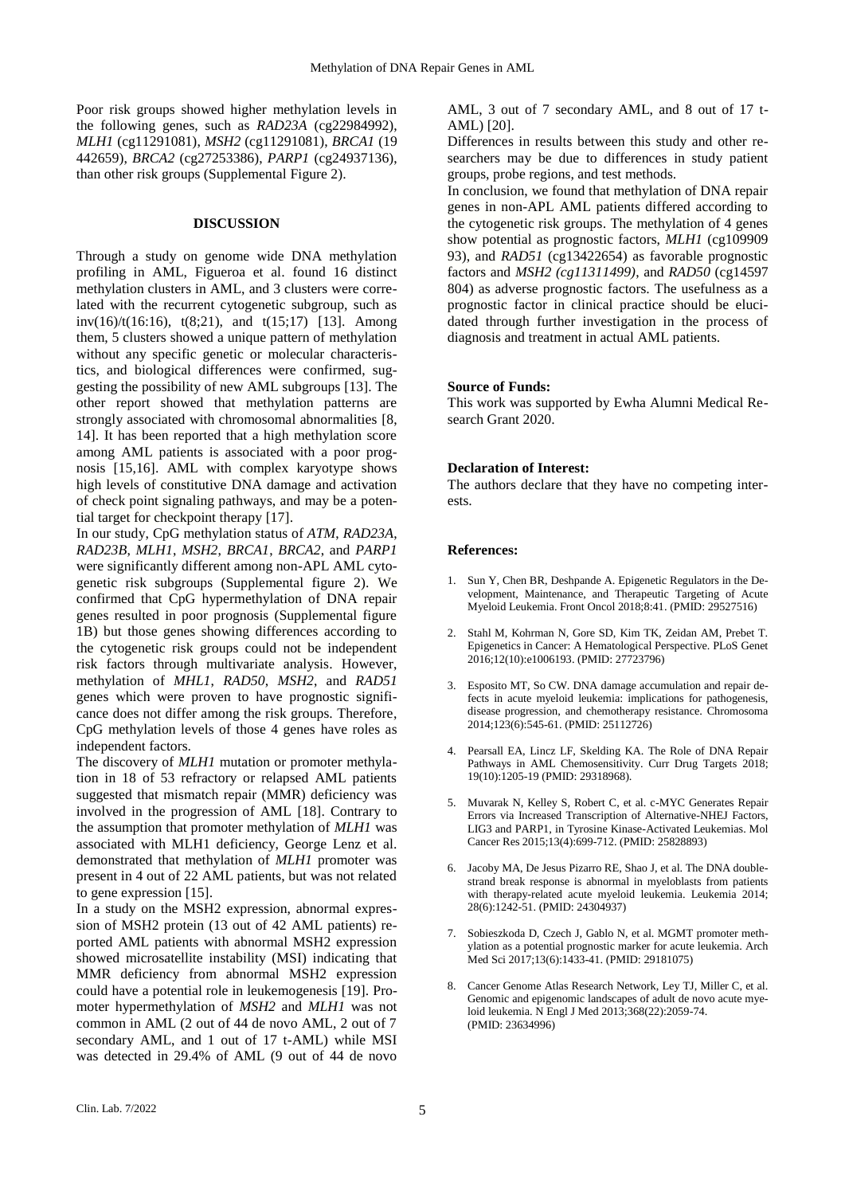Poor risk groups showed higher methylation levels in the following genes, such as *RAD23A* (cg22984992), *MLH1* (cg11291081), *MSH2* (cg11291081), *BRCA1* (19 442659), *BRCA2* (cg27253386), *PARP1* (cg24937136), than other risk groups (Supplemental Figure 2).

## DISCUSSION

Through a study on genome wide DNA methylation profiling in AML, Figueroa et al. found 16 distinct methylation clusters in AML, and 3 clusters were correlated with the recurrent cytogenetic subgroup, such as inv(16)/t(16:16), t(8;21), and t(15;17) [13]. Among them, 5 clusters showed a unique pattern of methylation without any specific genetic or molecular characteristics, and biological differences were confirmed, suggesting the possibility of new AML subgroups [13]. The other report showed that methylation patterns are strongly associated with chromosomal abnormalities [8, 14]. It has been reported that a high methylation score among AML patients is associated with a poor prognosis [15,16]. AML with complex karyotype shows high levels of constitutive DNA damage and activation of check point signaling pathways, and may be a potential target for checkpoint therapy [17].

In our study, CpG methylation status of *ATM*, *RAD23A*, *RAD23B*, *MLH1*, *MSH2*, *BRCA1*, *BRCA2*, and *PARP1* were significantly different among non-APL AML cytogenetic risk subgroups (Supplemental figure 2). We confirmed that CpG hypermethylation of DNA repair genes resulted in poor prognosis (Supplemental figure 1B) but those genes showing differences according to the cytogenetic risk groups could not be independent risk factors through multivariate analysis. However, methylation of *MHL1*, *RAD50*, *MSH2*, and *RAD51* genes which were proven to have prognostic significance does not differ among the risk groups. Therefore, CpG methylation levels of those 4 genes have roles as independent factors.

The discovery of *MLH1* mutation or promoter methylation in 18 of 53 refractory or relapsed AML patients suggested that mismatch repair (MMR) deficiency was involved in the progression of AML [18]. Contrary to the assumption that promoter methylation of *MLH1* was associated with MLH1 deficiency, George Lenz et al. demonstrated that methylation of *MLH1* promoter was present in 4 out of 22 AML patients, but was not related to gene expression [15].

In a study on the MSH2 expression, abnormal expression of MSH2 protein (13 out of 42 AML patients) reported AML patients with abnormal MSH2 expression showed microsatellite instability (MSI) indicating that MMR deficiency from abnormal MSH2 expression could have a potential role in leukemogenesis [19]. Promoter hypermethylation of *MSH2* and *MLH1* was not common in AML (2 out of 44 de novo AML, 2 out of 7 secondary AML, and 1 out of 17 t-AML) while MSI was detected in 29.4% of AML (9 out of 44 de novo AML, 3 out of 7 secondary AML, and 8 out of 17 t-AML) [20].

Differences in results between this study and other researchers may be due to differences in study patient groups, probe regions, and test methods.

In conclusion, we found that methylation of DNA repair genes in non-APL AML patients differed according to the cytogenetic risk groups. The methylation of 4 genes show potential as prognostic factors, *MLH1* (cg109909 93), and *RAD51* (cg13422654) as favorable prognostic factors and *MSH2 (cg11311499)*, and *RAD50* (cg14597 804) as adverse prognostic factors. The usefulness as a prognostic factor in clinical practice should be elucidated through further investigation in the process of diagnosis and treatment in actual AML patients.

**Source of Funds:**

This work was supported by Ewha Alumni Medical Research Grant 2020.

**Declaration of Interest:**

The authors declare that they have no competing interests.

**References:**

1. Sun Y, Chen BR, Deshpande A. Epigenetic Regulators in the Development, Maintenance, and Therapeutic Targeting of Acute Myeloid Leukemia. Front Oncol 2018;8:41. (PMID: 29527516)
2. Stahl M, Kohrman N, Gore SD, Kim TK, Zeidan AM, Prebet T. Epigenetics in Cancer: A Hematological Perspective. PLoS Genet 2016;12(10):e1006193. (PMID: 27723796)
3. Esposito MT, So CW. DNA damage accumulation and repair defects in acute myeloid leukemia: implications for pathogenesis, disease progression, and chemotherapy resistance. Chromosoma 2014;123(6):545-61. (PMID: 25112726)
4. Pearsall EA, Lincz LF, Skelding KA. The Role of DNA Repair Pathways in AML Chemosensitivity. Curr Drug Targets 2018; 19(10):1205-19 (PMID: 29318968).
5. Muvarak N, Kelley S, Robert C, et al. c-MYC Generates Repair Errors via Increased Transcription of Alternative-NHEJ Factors, LIG3 and PARP1, in Tyrosine Kinase-Activated Leukemias. Mol Cancer Res 2015;13(4):699-712. (PMID: 25828893)
6. Jacoby MA, De Jesus Pizarro RE, Shao J, et al. The DNA double-strand break response is abnormal in myeloblasts from patients with therapy-related acute myeloid leukemia. Leukemia 2014; 28(6):1242-51. (PMID: 24304937)
7. Sobieszkoda D, Czech J, Gablo N, et al. MGMT promoter methylation as a potential prognostic marker for acute leukemia. Arch Med Sci 2017;13(6):1433-41. (PMID: 29181075)
8. Cancer Genome Atlas Research Network, Ley TJ, Miller C, et al. Genomic and epigenomic landscapes of adult de novo acute myeloid leukemia. N Engl J Med 2013;368(22):2059-74. (PMID: 23634996)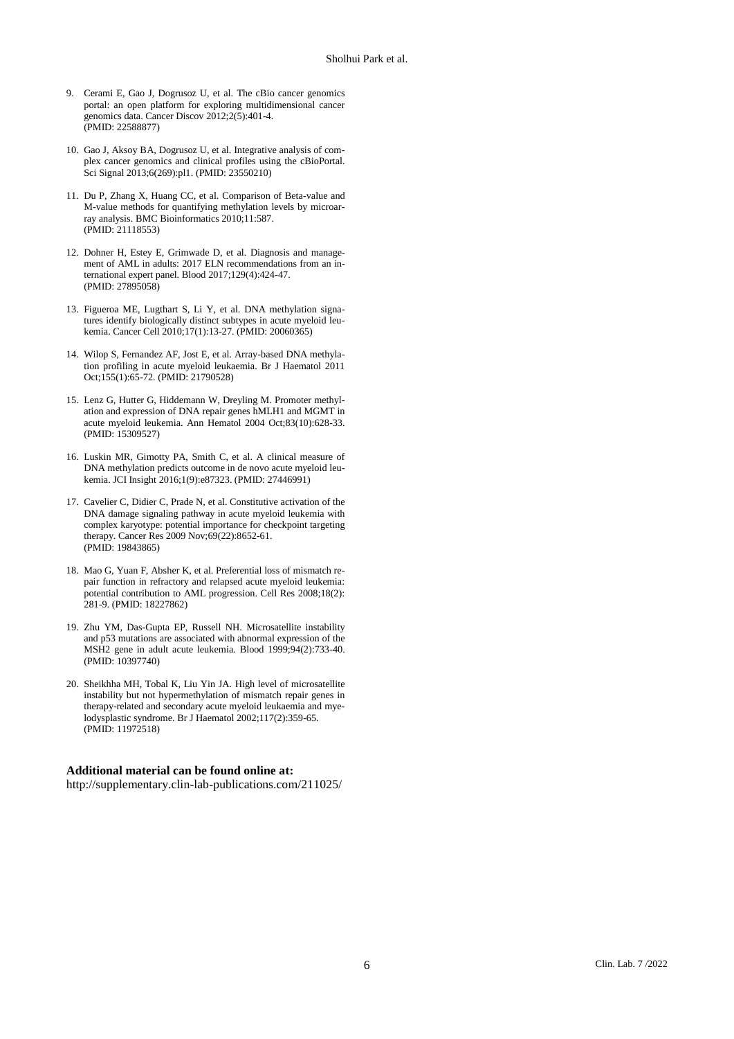9. Cerami E, Gao J, Dogrusoz U, et al. The cBio cancer genomics portal: an open platform for exploring multidimensional cancer genomics data. Cancer Discov 2012;2(5):401-4. (PMID: 22588877)

10. Gao J, Aksoy BA, Dogrusoz U, et al. Integrative analysis of complex cancer genomics and clinical profiles using the cBioPortal. Sci Signal 2013;6(269):pl1. (PMID: 23550210)

11. Du P, Zhang X, Huang CC, et al. Comparison of Beta-value and M-value methods for quantifying methylation levels by microarray analysis. BMC Bioinformatics 2010;11:587. (PMID: 21118553)

12. Dohner H, Estey E, Grimwade D, et al. Diagnosis and management of AML in adults: 2017 ELN recommendations from an international expert panel. Blood 2017;129(4):424-47. (PMID: 27895058)

13. Figueroa ME, Lugthart S, Li Y, et al. DNA methylation signatures identify biologically distinct subtypes in acute myeloid leukemia. Cancer Cell 2010;17(1):13-27. (PMID: 20060365)

14. Wilop S, Fernandez AF, Jost E, et al. Array-based DNA methylation profiling in acute myeloid leukaemia. Br J Haematol 2011 Oct;155(1):65-72. (PMID: 21790528)

15. Lenz G, Hutter G, Hiddemann W, Dreyling M. Promoter methylation and expression of DNA repair genes hMLH1 and MGMT in acute myeloid leukemia. Ann Hematol 2004 Oct;83(10):628-33. (PMID: 15309527)

16. Luskin MR, Gimotty PA, Smith C, et al. A clinical measure of DNA methylation predicts outcome in de novo acute myeloid leukemia. JCI Insight 2016;1(9):e87323. (PMID: 27446991)

17. Cavelier C, Didier C, Prade N, et al. Constitutive activation of the DNA damage signaling pathway in acute myeloid leukemia with complex karyotype: potential importance for checkpoint targeting therapy. Cancer Res 2009 Nov;69(22):8652-61. (PMID: 19843865)

18. Mao G, Yuan F, Absher K, et al. Preferential loss of mismatch repair function in refractory and relapsed acute myeloid leukemia: potential contribution to AML progression. Cell Res 2008;18(2): 281-9. (PMID: 18227862)

19. Zhu YM, Das-Gupta EP, Russell NH. Microsatellite instability and p53 mutations are associated with abnormal expression of the MSH2 gene in adult acute leukemia. Blood 1999;94(2):733-40. (PMID: 10397740)

20. Sheikhha MH, Tobal K, Liu Yin JA. High level of microsatellite instability but not hypermethylation of mismatch repair genes in therapy-related and secondary acute myeloid leukaemia and myelodysplastic syndrome. Br J Haematol 2002;117(2):359-65. (PMID: 11972518)

**Additional material can be found online at:**
http://supplementary.clin-lab-publications.com/211025/